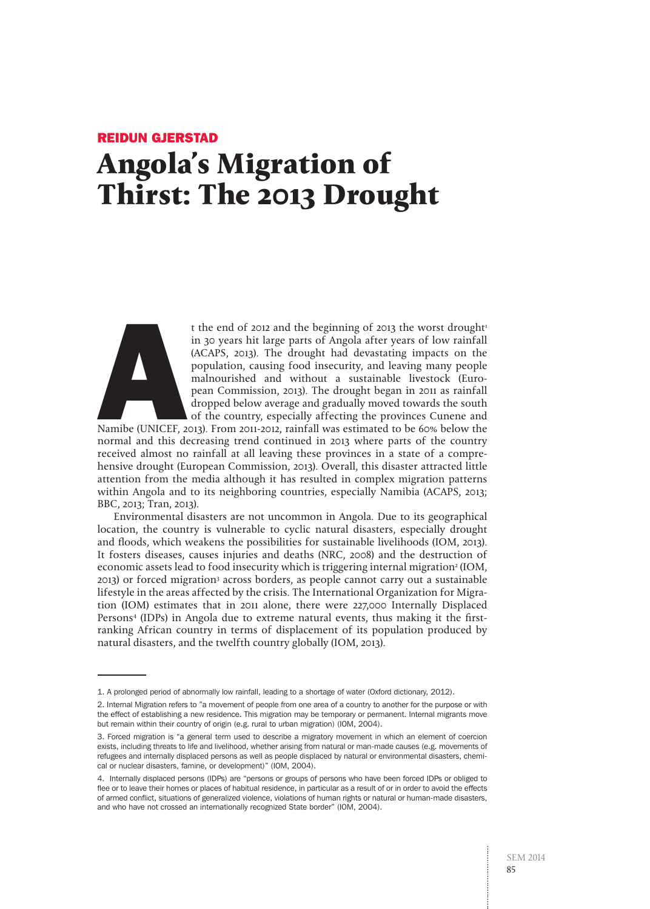**REIDUN GJERSTAD**

# Angola's Migration of Thirst: The 2013 Drought

At the end of 2012 and the beginning of 2013 the worst drought[1] in 30 years hit large parts of Angola after years of low rainfall (ACAPS, 2013). The drought had devastating impacts on the population, causing food insecurity, and leaving many people malnourished and without a sustainable livestock (European Commission, 2013). The drought began in 2011 as rainfall dropped below average and gradually moved towards the south of the country, especially affecting the provinces Cunene and Namibe (UNICEF, 2013). From 2011-2012, rainfall was estimated to be 60% below the normal and this decreasing trend continued in 2013 where parts of the country received almost no rainfall at all leaving these provinces in a state of a comprehensive drought (European Commission, 2013). Overall, this disaster attracted little attention from the media although it has resulted in complex migration patterns within Angola and to its neighboring countries, especially Namibia (ACAPS, 2013; BBC, 2013; Tran, 2013).

Environmental disasters are not uncommon in Angola. Due to its geographical location, the country is vulnerable to cyclic natural disasters, especially drought and floods, which weakens the possibilities for sustainable livelihoods (IOM, 2013). It fosters diseases, causes injuries and deaths (NRC, 2008) and the destruction of economic assets lead to food insecurity which is triggering internal migration[2] (IOM, 2013) or forced migration[3] across borders, as people cannot carry out a sustainable lifestyle in the areas affected by the crisis. The International Organization for Migration (IOM) estimates that in 2011 alone, there were 227,000 Internally Displaced Persons[4] (IDPs) in Angola due to extreme natural events, thus making it the first-ranking African country in terms of displacement of its population produced by natural disasters, and the twelfth country globally (IOM, 2013).

---

1. A prolonged period of abnormally low rainfall, leading to a shortage of water (Oxford dictionary, 2012).

2. Internal Migration refers to "a movement of people from one area of a country to another for the purpose or with the effect of establishing a new residence. This migration may be temporary or permanent. Internal migrants move but remain within their country of origin (e.g. rural to urban migration) (IOM, 2004).

3. Forced migration is "a general term used to describe a migratory movement in which an element of coercion exists, including threats to life and livelihood, whether arising from natural or man-made causes (e.g. movements of refugees and internally displaced persons as well as people displaced by natural or environmental disasters, chemical or nuclear disasters, famine, or development)" (IOM, 2004).

4. Internally displaced persons (IDPs) are "persons or groups of persons who have been forced IDPs or obliged to flee or to leave their homes or places of habitual residence, in particular as a result of or in order to avoid the effects of armed conflict, situations of generalized violence, violations of human rights or natural or human-made disasters, and who have not crossed an internationally recognized State border" (IOM, 2004).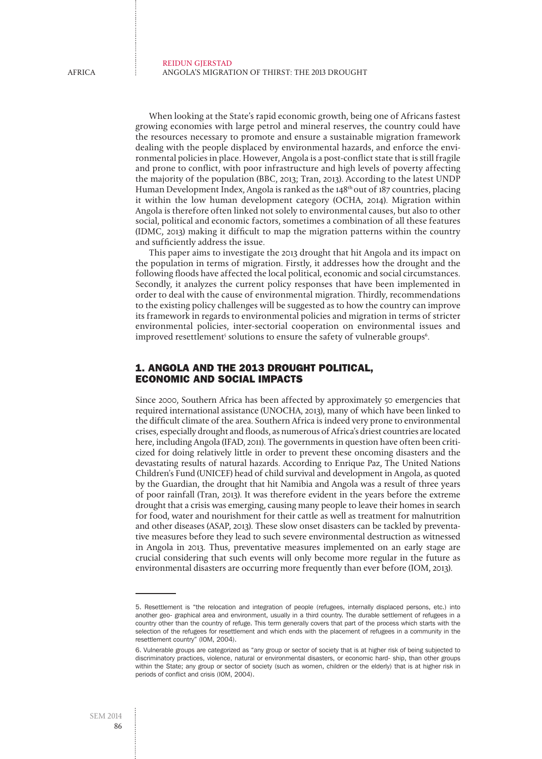When looking at the State's rapid economic growth, being one of Africans fastest growing economies with large petrol and mineral reserves, the country could have the resources necessary to promote and ensure a sustainable migration framework dealing with the people displaced by environmental hazards, and enforce the environmental policies in place. However, Angola is a post-conflict state that is still fragile and prone to conflict, with poor infrastructure and high levels of poverty affecting the majority of the population (BBC, 2013; Tran, 2013). According to the latest UNDP Human Development Index, Angola is ranked as the 148th out of 187 countries, placing it within the low human development category (OCHA, 2014). Migration within Angola is therefore often linked not solely to environmental causes, but also to other social, political and economic factors, sometimes a combination of all these features (IDMC, 2013) making it difficult to map the migration patterns within the country and sufficiently address the issue.

This paper aims to investigate the 2013 drought that hit Angola and its impact on the population in terms of migration. Firstly, it addresses how the drought and the following floods have affected the local political, economic and social circumstances. Secondly, it analyzes the current policy responses that have been implemented in order to deal with the cause of environmental migration. Thirdly, recommendations to the existing policy challenges will be suggested as to how the country can improve its framework in regards to environmental policies and migration in terms of stricter environmental policies, inter-sectorial cooperation on environmental issues and improved resettlement[5] solutions to ensure the safety of vulnerable groups[6].

## 1. ANGOLA AND THE 2013 DROUGHT POLITICAL, ECONOMIC AND SOCIAL IMPACTS

Since 2000, Southern Africa has been affected by approximately 50 emergencies that required international assistance (UNOCHA, 2013), many of which have been linked to the difficult climate of the area. Southern Africa is indeed very prone to environmental crises, especially drought and floods, as numerous of Africa's driest countries are located here, including Angola (IFAD, 2011). The governments in question have often been criticized for doing relatively little in order to prevent these oncoming disasters and the devastating results of natural hazards. According to Enrique Paz, The United Nations Children's Fund (UNICEF) head of child survival and development in Angola, as quoted by the Guardian, the drought that hit Namibia and Angola was a result of three years of poor rainfall (Tran, 2013). It was therefore evident in the years before the extreme drought that a crisis was emerging, causing many people to leave their homes in search for food, water and nourishment for their cattle as well as treatment for malnutrition and other diseases (ASAP, 2013). These slow onset disasters can be tackled by preventative measures before they lead to such severe environmental destruction as witnessed in Angola in 2013. Thus, preventative measures implemented on an early stage are crucial considering that such events will only become more regular in the future as environmental disasters are occurring more frequently than ever before (IOM, 2013).

---

5. Resettlement is "the relocation and integration of people (refugees, internally displaced persons, etc.) into another geo- graphical area and environment, usually in a third country. The durable settlement of refugees in a country other than the country of refuge. This term generally covers that part of the process which starts with the selection of the refugees for resettlement and which ends with the placement of refugees in a community in the resettlement country" (IOM, 2004).

6. Vulnerable groups are categorized as "any group or sector of society that is at higher risk of being subjected to discriminatory practices, violence, natural or environmental disasters, or economic hard- ship, than other groups within the State; any group or sector of society (such as women, children or the elderly) that is at higher risk in periods of conflict and crisis (IOM, 2004).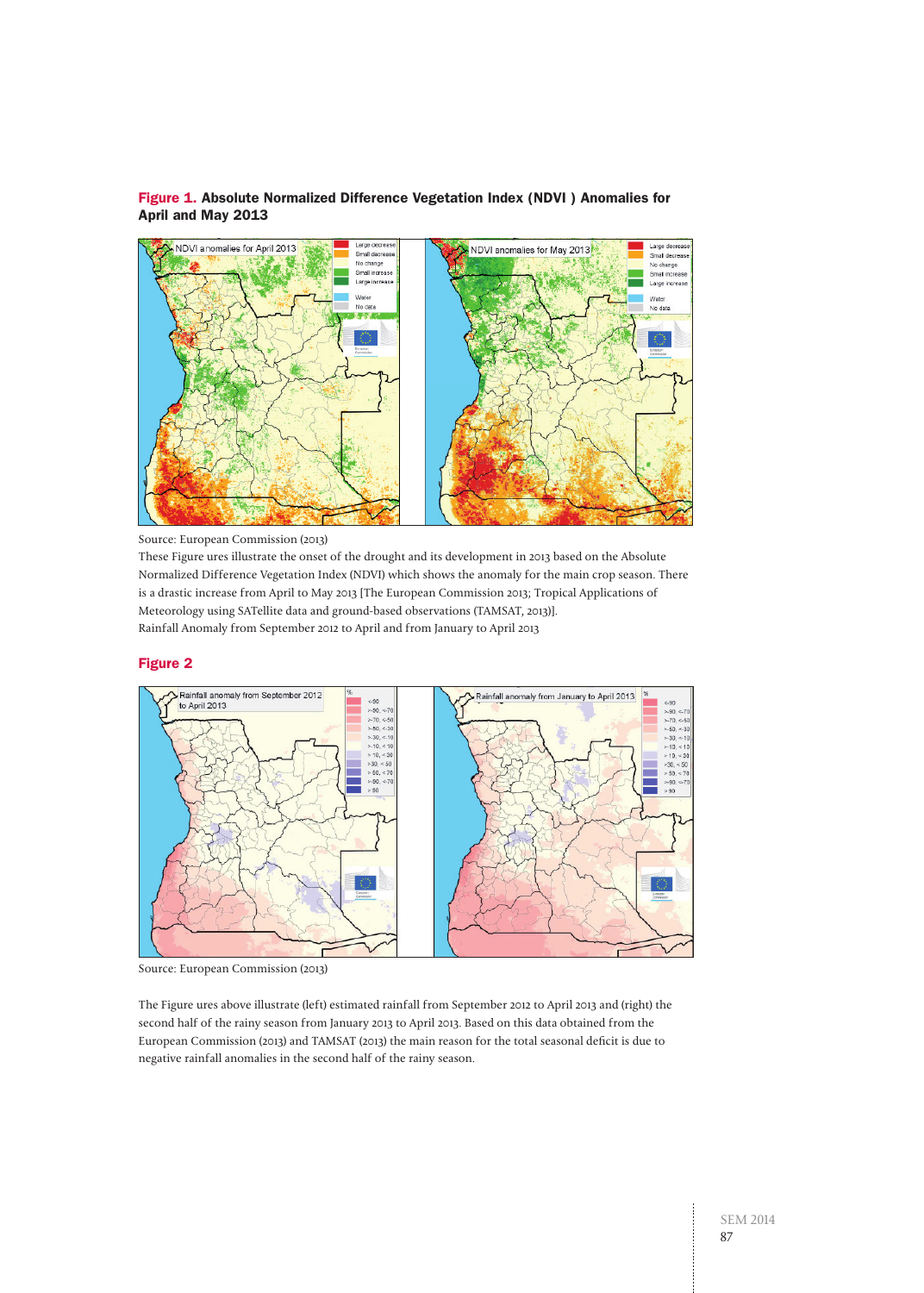**Figure 1.** **Absolute Normalized Difference Vegetation Index (NDVI ) Anomalies for April and May 2013**

Source: European Commission (2013)

These Figure ures illustrate the onset of the drought and its development in 2013 based on the Absolute Normalized Difference Vegetation Index (NDVI) which shows the anomaly for the main crop season. There is a drastic increase from April to May 2013 [The European Commission 2013; Tropical Applications of Meteorology using SATellite data and ground-based observations (TAMSAT, 2013)].

Rainfall Anomaly from September 2012 to April and from January to April 2013

**Figure 2**

Source: European Commission (2013)

The Figure ures above illustrate (left) estimated rainfall from September 2012 to April 2013 and (right) the second half of the rainy season from January 2013 to April 2013. Based on this data obtained from the European Commission (2013) and TAMSAT (2013) the main reason for the total seasonal deficit is due to negative rainfall anomalies in the second half of the rainy season.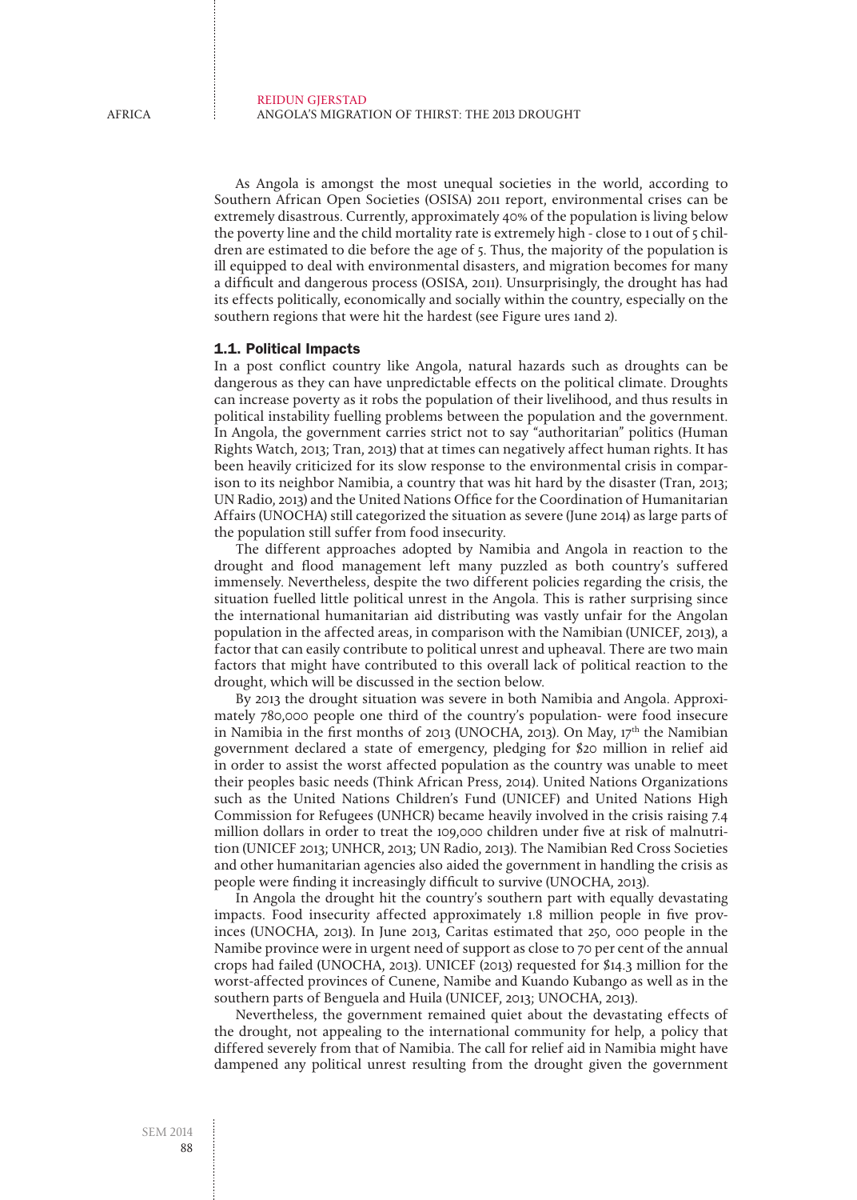As Angola is amongst the most unequal societies in the world, according to Southern African Open Societies (OSISA) 2011 report, environmental crises can be extremely disastrous. Currently, approximately 40% of the population is living below the poverty line and the child mortality rate is extremely high - close to 1 out of 5 children are estimated to die before the age of 5. Thus, the majority of the population is ill equipped to deal with environmental disasters, and migration becomes for many a difficult and dangerous process (OSISA, 2011). Unsurprisingly, the drought has had its effects politically, economically and socially within the country, especially on the southern regions that were hit the hardest (see Figure ures 1and 2).

### 1.1. Political Impacts

In a post conflict country like Angola, natural hazards such as droughts can be dangerous as they can have unpredictable effects on the political climate. Droughts can increase poverty as it robs the population of their livelihood, and thus results in political instability fuelling problems between the population and the government. In Angola, the government carries strict not to say "authoritarian" politics (Human Rights Watch, 2013; Tran, 2013) that at times can negatively affect human rights. It has been heavily criticized for its slow response to the environmental crisis in comparison to its neighbor Namibia, a country that was hit hard by the disaster (Tran, 2013; UN Radio, 2013) and the United Nations Office for the Coordination of Humanitarian Affairs (UNOCHA) still categorized the situation as severe (June 2014) as large parts of the population still suffer from food insecurity.

The different approaches adopted by Namibia and Angola in reaction to the drought and flood management left many puzzled as both country's suffered immensely. Nevertheless, despite the two different policies regarding the crisis, the situation fuelled little political unrest in the Angola. This is rather surprising since the international humanitarian aid distributing was vastly unfair for the Angolan population in the affected areas, in comparison with the Namibian (UNICEF, 2013), a factor that can easily contribute to political unrest and upheaval. There are two main factors that might have contributed to this overall lack of political reaction to the drought, which will be discussed in the section below.

By 2013 the drought situation was severe in both Namibia and Angola. Approximately 780,000 people one third of the country's population- were food insecure in Namibia in the first months of 2013 (UNOCHA, 2013). On May, 17[th] the Namibian government declared a state of emergency, pledging for $20 million in relief aid in order to assist the worst affected population as the country was unable to meet their peoples basic needs (Think African Press, 2014). United Nations Organizations such as the United Nations Children's Fund (UNICEF) and United Nations High Commission for Refugees (UNHCR) became heavily involved in the crisis raising 7.4 million dollars in order to treat the 109,000 children under five at risk of malnutrition (UNICEF 2013; UNHCR, 2013; UN Radio, 2013). The Namibian Red Cross Societies and other humanitarian agencies also aided the government in handling the crisis as people were finding it increasingly difficult to survive (UNOCHA, 2013).

In Angola the drought hit the country's southern part with equally devastating impacts. Food insecurity affected approximately 1.8 million people in five provinces (UNOCHA, 2013). In June 2013, Caritas estimated that 250, 000 people in the Namibe province were in urgent need of support as close to 70 per cent of the annual crops had failed (UNOCHA, 2013). UNICEF (2013) requested for $14.3 million for the worst-affected provinces of Cunene, Namibe and Kuando Kubango as well as in the southern parts of Benguela and Huila (UNICEF, 2013; UNOCHA, 2013).

Nevertheless, the government remained quiet about the devastating effects of the drought, not appealing to the international community for help, a policy that differed severely from that of Namibia. The call for relief aid in Namibia might have dampened any political unrest resulting from the drought given the government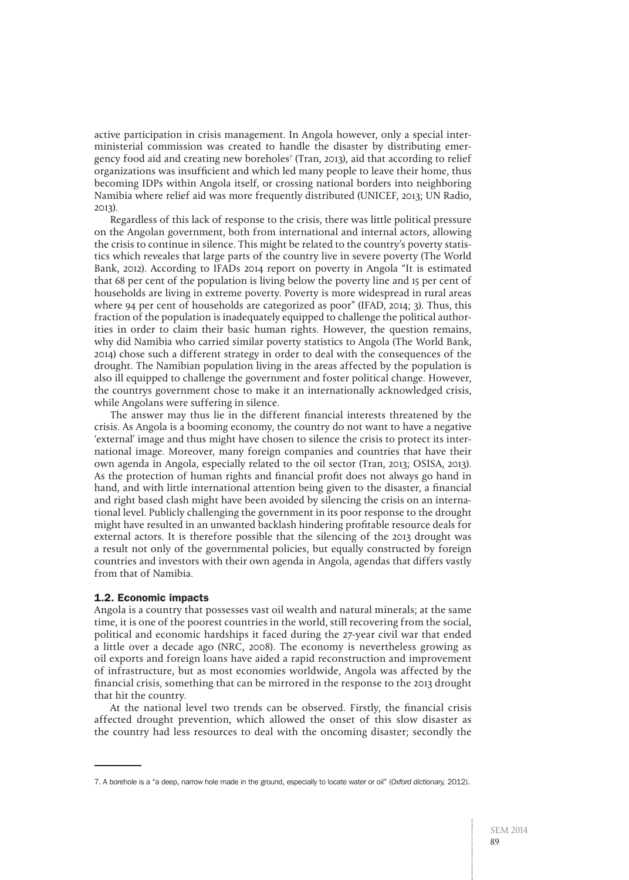active participation in crisis management. In Angola however, only a special inter-ministerial commission was created to handle the disaster by distributing emergency food aid and creating new boreholes[7] (Tran, 2013), aid that according to relief organizations was insufficient and which led many people to leave their home, thus becoming IDPs within Angola itself, or crossing national borders into neighboring Namibia where relief aid was more frequently distributed (UNICEF, 2013; UN Radio, 2013).

Regardless of this lack of response to the crisis, there was little political pressure on the Angolan government, both from international and internal actors, allowing the crisis to continue in silence. This might be related to the country's poverty statistics which reveales that large parts of the country live in severe poverty (The World Bank, 2012). According to IFADs 2014 report on poverty in Angola "It is estimated that 68 per cent of the population is living below the poverty line and 15 per cent of households are living in extreme poverty. Poverty is more widespread in rural areas where 94 per cent of households are categorized as poor" (IFAD, 2014; 3). Thus, this fraction of the population is inadequately equipped to challenge the political authorities in order to claim their basic human rights. However, the question remains, why did Namibia who carried similar poverty statistics to Angola (The World Bank, 2014) chose such a different strategy in order to deal with the consequences of the drought. The Namibian population living in the areas affected by the population is also ill equipped to challenge the government and foster political change. However, the countrys government chose to make it an internationally acknowledged crisis, while Angolans were suffering in silence.

The answer may thus lie in the different financial interests threatened by the crisis. As Angola is a booming economy, the country do not want to have a negative 'external' image and thus might have chosen to silence the crisis to protect its international image. Moreover, many foreign companies and countries that have their own agenda in Angola, especially related to the oil sector (Tran, 2013; OSISA, 2013). As the protection of human rights and financial profit does not always go hand in hand, and with little international attention being given to the disaster, a financial and right based clash might have been avoided by silencing the crisis on an international level. Publicly challenging the government in its poor response to the drought might have resulted in an unwanted backlash hindering profitable resource deals for external actors. It is therefore possible that the silencing of the 2013 drought was a result not only of the governmental policies, but equally constructed by foreign countries and investors with their own agenda in Angola, agendas that differs vastly from that of Namibia.

### 1.2. Economic impacts

Angola is a country that possesses vast oil wealth and natural minerals; at the same time, it is one of the poorest countries in the world, still recovering from the social, political and economic hardships it faced during the 27-year civil war that ended a little over a decade ago (NRC, 2008). The economy is nevertheless growing as oil exports and foreign loans have aided a rapid reconstruction and improvement of infrastructure, but as most economies worldwide, Angola was affected by the financial crisis, something that can be mirrored in the response to the 2013 drought that hit the country.

At the national level two trends can be observed. Firstly, the financial crisis affected drought prevention, which allowed the onset of this slow disaster as the country had less resources to deal with the oncoming disaster; secondly the

---

7. A borehole is a "a deep, narrow hole made in the ground, especially to locate water or oil" (*Oxford dictionary,* 2012).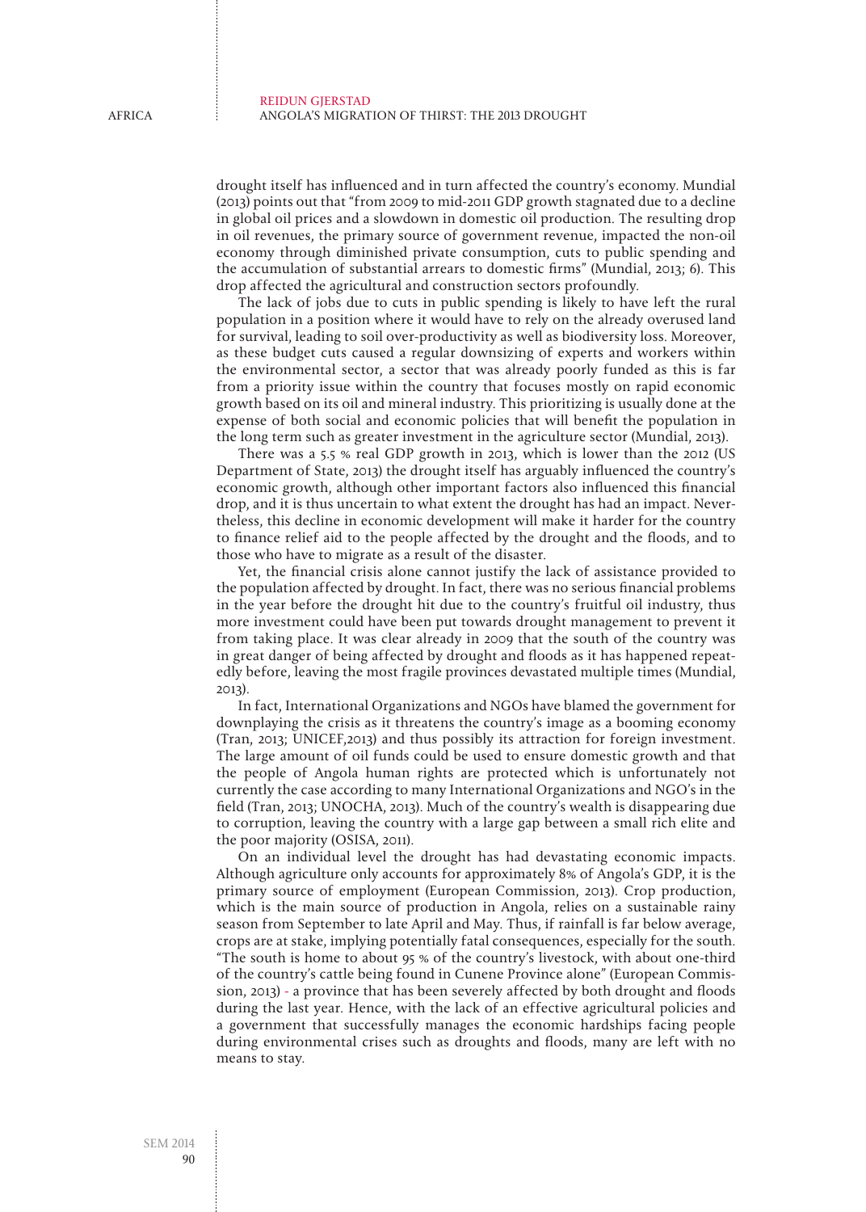drought itself has influenced and in turn affected the country's economy. Mundial (2013) points out that "from 2009 to mid-2011 GDP growth stagnated due to a decline in global oil prices and a slowdown in domestic oil production. The resulting drop in oil revenues, the primary source of government revenue, impacted the non-oil economy through diminished private consumption, cuts to public spending and the accumulation of substantial arrears to domestic firms" (Mundial, 2013; 6). This drop affected the agricultural and construction sectors profoundly.

The lack of jobs due to cuts in public spending is likely to have left the rural population in a position where it would have to rely on the already overused land for survival, leading to soil over-productivity as well as biodiversity loss. Moreover, as these budget cuts caused a regular downsizing of experts and workers within the environmental sector, a sector that was already poorly funded as this is far from a priority issue within the country that focuses mostly on rapid economic growth based on its oil and mineral industry. This prioritizing is usually done at the expense of both social and economic policies that will benefit the population in the long term such as greater investment in the agriculture sector (Mundial, 2013).

There was a 5.5 % real GDP growth in 2013, which is lower than the 2012 (US Department of State, 2013) the drought itself has arguably influenced the country's economic growth, although other important factors also influenced this financial drop, and it is thus uncertain to what extent the drought has had an impact. Nevertheless, this decline in economic development will make it harder for the country to finance relief aid to the people affected by the drought and the floods, and to those who have to migrate as a result of the disaster.

Yet, the financial crisis alone cannot justify the lack of assistance provided to the population affected by drought. In fact, there was no serious financial problems in the year before the drought hit due to the country's fruitful oil industry, thus more investment could have been put towards drought management to prevent it from taking place. It was clear already in 2009 that the south of the country was in great danger of being affected by drought and floods as it has happened repeatedly before, leaving the most fragile provinces devastated multiple times (Mundial, 2013).

In fact, International Organizations and NGOs have blamed the government for downplaying the crisis as it threatens the country's image as a booming economy (Tran, 2013; UNICEF,2013) and thus possibly its attraction for foreign investment. The large amount of oil funds could be used to ensure domestic growth and that the people of Angola human rights are protected which is unfortunately not currently the case according to many International Organizations and NGO's in the field (Tran, 2013; UNOCHA, 2013). Much of the country's wealth is disappearing due to corruption, leaving the country with a large gap between a small rich elite and the poor majority (OSISA, 2011).

On an individual level the drought has had devastating economic impacts. Although agriculture only accounts for approximately 8% of Angola's GDP, it is the primary source of employment (European Commission, 2013). Crop production, which is the main source of production in Angola, relies on a sustainable rainy season from September to late April and May. Thus, if rainfall is far below average, crops are at stake, implying potentially fatal consequences, especially for the south. "The south is home to about 95 % of the country's livestock, with about one-third of the country's cattle being found in Cunene Province alone" (European Commission, 2013) - a province that has been severely affected by both drought and floods during the last year. Hence, with the lack of an effective agricultural policies and a government that successfully manages the economic hardships facing people during environmental crises such as droughts and floods, many are left with no means to stay.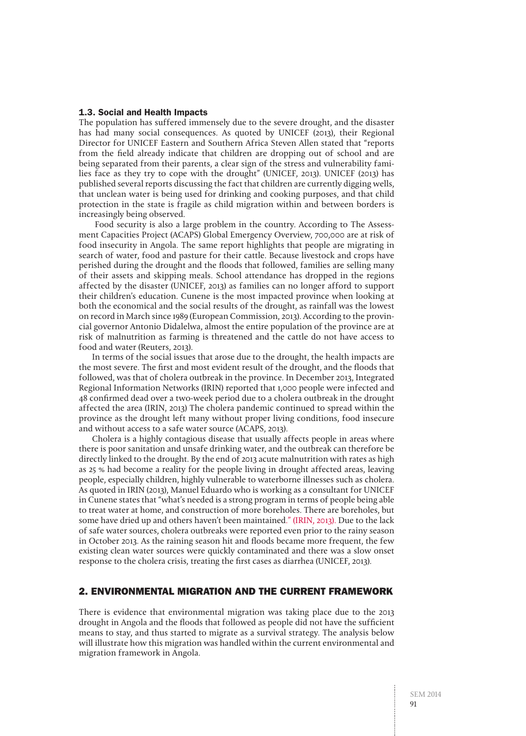### 1.3. Social and Health Impacts

The population has suffered immensely due to the severe drought, and the disaster has had many social consequences. As quoted by UNICEF (2013), their Regional Director for UNICEF Eastern and Southern Africa Steven Allen stated that "reports from the field already indicate that children are dropping out of school and are being separated from their parents, a clear sign of the stress and vulnerability families face as they try to cope with the drought" (UNICEF, 2013). UNICEF (2013) has published several reports discussing the fact that children are currently digging wells, that unclean water is being used for drinking and cooking purposes, and that child protection in the state is fragile as child migration within and between borders is increasingly being observed.

Food security is also a large problem in the country. According to The Assessment Capacities Project (ACAPS) Global Emergency Overview, 700,000 are at risk of food insecurity in Angola. The same report highlights that people are migrating in search of water, food and pasture for their cattle. Because livestock and crops have perished during the drought and the floods that followed, families are selling many of their assets and skipping meals. School attendance has dropped in the regions affected by the disaster (UNICEF, 2013) as families can no longer afford to support their children's education. Cunene is the most impacted province when looking at both the economical and the social results of the drought, as rainfall was the lowest on record in March since 1989 (European Commission, 2013). According to the provincial governor Antonio Didalelwa, almost the entire population of the province are at risk of malnutrition as farming is threatened and the cattle do not have access to food and water (Reuters, 2013).

In terms of the social issues that arose due to the drought, the health impacts are the most severe. The first and most evident result of the drought, and the floods that followed, was that of cholera outbreak in the province. In December 2013, Integrated Regional Information Networks (IRIN) reported that 1,000 people were infected and 48 confirmed dead over a two-week period due to a cholera outbreak in the drought affected the area (IRIN, 2013) The cholera pandemic continued to spread within the province as the drought left many without proper living conditions, food insecure and without access to a safe water source (ACAPS, 2013).

Cholera is a highly contagious disease that usually affects people in areas where there is poor sanitation and unsafe drinking water, and the outbreak can therefore be directly linked to the drought. By the end of 2013 acute malnutrition with rates as high as 25 % had become a reality for the people living in drought affected areas, leaving people, especially children, highly vulnerable to waterborne illnesses such as cholera. As quoted in IRIN (2013), Manuel Eduardo who is working as a consultant for UNICEF in Cunene states that "what's needed is a strong program in terms of people being able to treat water at home, and construction of more boreholes. There are boreholes, but some have dried up and others haven't been maintained." (IRIN, 2013). Due to the lack of safe water sources, cholera outbreaks were reported even prior to the rainy season in October 2013. As the raining season hit and floods became more frequent, the few existing clean water sources were quickly contaminated and there was a slow onset response to the cholera crisis, treating the first cases as diarrhea (UNICEF, 2013).

## 2. ENVIRONMENTAL MIGRATION AND THE CURRENT FRAMEWORK

There is evidence that environmental migration was taking place due to the 2013 drought in Angola and the floods that followed as people did not have the sufficient means to stay, and thus started to migrate as a survival strategy. The analysis below will illustrate how this migration was handled within the current environmental and migration framework in Angola.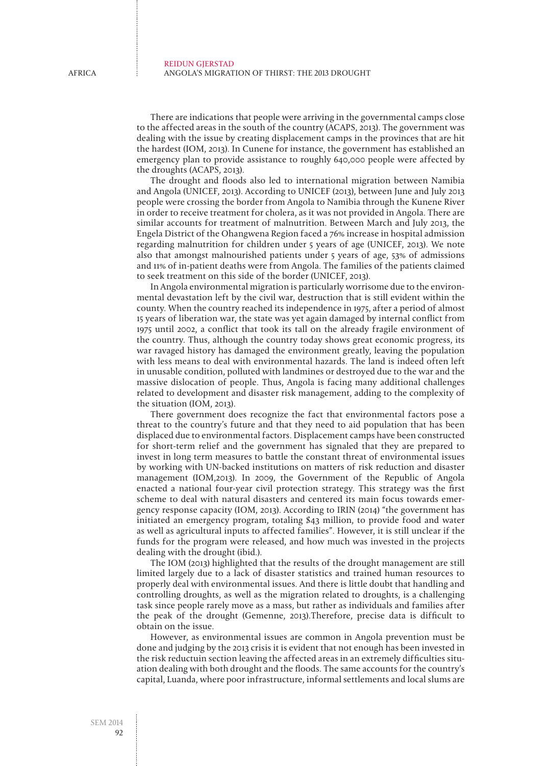There are indications that people were arriving in the governmental camps close to the affected areas in the south of the country (ACAPS, 2013). The government was dealing with the issue by creating displacement camps in the provinces that are hit the hardest (IOM, 2013). In Cunene for instance, the government has established an emergency plan to provide assistance to roughly 640,000 people were affected by the droughts (ACAPS, 2013).

The drought and floods also led to international migration between Namibia and Angola (UNICEF, 2013). According to UNICEF (2013), between June and July 2013 people were crossing the border from Angola to Namibia through the Kunene River in order to receive treatment for cholera, as it was not provided in Angola. There are similar accounts for treatment of malnutrition. Between March and July 2013, the Engela District of the Ohangwena Region faced a 76% increase in hospital admission regarding malnutrition for children under 5 years of age (UNICEF, 2013). We note also that amongst malnourished patients under 5 years of age, 53% of admissions and 11% of in-patient deaths were from Angola. The families of the patients claimed to seek treatment on this side of the border (UNICEF, 2013).

In Angola environmental migration is particularly worrisome due to the environmental devastation left by the civil war, destruction that is still evident within the county. When the country reached its independence in 1975, after a period of almost 15 years of liberation war, the state was yet again damaged by internal conflict from 1975 until 2002, a conflict that took its tall on the already fragile environment of the country. Thus, although the country today shows great economic progress, its war ravaged history has damaged the environment greatly, leaving the population with less means to deal with environmental hazards. The land is indeed often left in unusable condition, polluted with landmines or destroyed due to the war and the massive dislocation of people. Thus, Angola is facing many additional challenges related to development and disaster risk management, adding to the complexity of the situation (IOM, 2013).

There government does recognize the fact that environmental factors pose a threat to the country's future and that they need to aid population that has been displaced due to environmental factors. Displacement camps have been constructed for short-term relief and the government has signaled that they are prepared to invest in long term measures to battle the constant threat of environmental issues by working with UN-backed institutions on matters of risk reduction and disaster management (IOM,2013). In 2009, the Government of the Republic of Angola enacted a national four-year civil protection strategy. This strategy was the first scheme to deal with natural disasters and centered its main focus towards emergency response capacity (IOM, 2013). According to IRIN (2014) "the government has initiated an emergency program, totaling $43 million, to provide food and water as well as agricultural inputs to affected families". However, it is still unclear if the funds for the program were released, and how much was invested in the projects dealing with the drought (ibid.).

The IOM (2013) highlighted that the results of the drought management are still limited largely due to a lack of disaster statistics and trained human resources to properly deal with environmental issues. And there is little doubt that handling and controlling droughts, as well as the migration related to droughts, is a challenging task since people rarely move as a mass, but rather as individuals and families after the peak of the drought (Gemenne, 2013).Therefore, precise data is difficult to obtain on the issue.

However, as environmental issues are common in Angola prevention must be done and judging by the 2013 crisis it is evident that not enough has been invested in the risk reductuin section leaving the affected areas in an extremely difficulties situation dealing with both drought and the floods. The same accounts for the country's capital, Luanda, where poor infrastructure, informal settlements and local slums are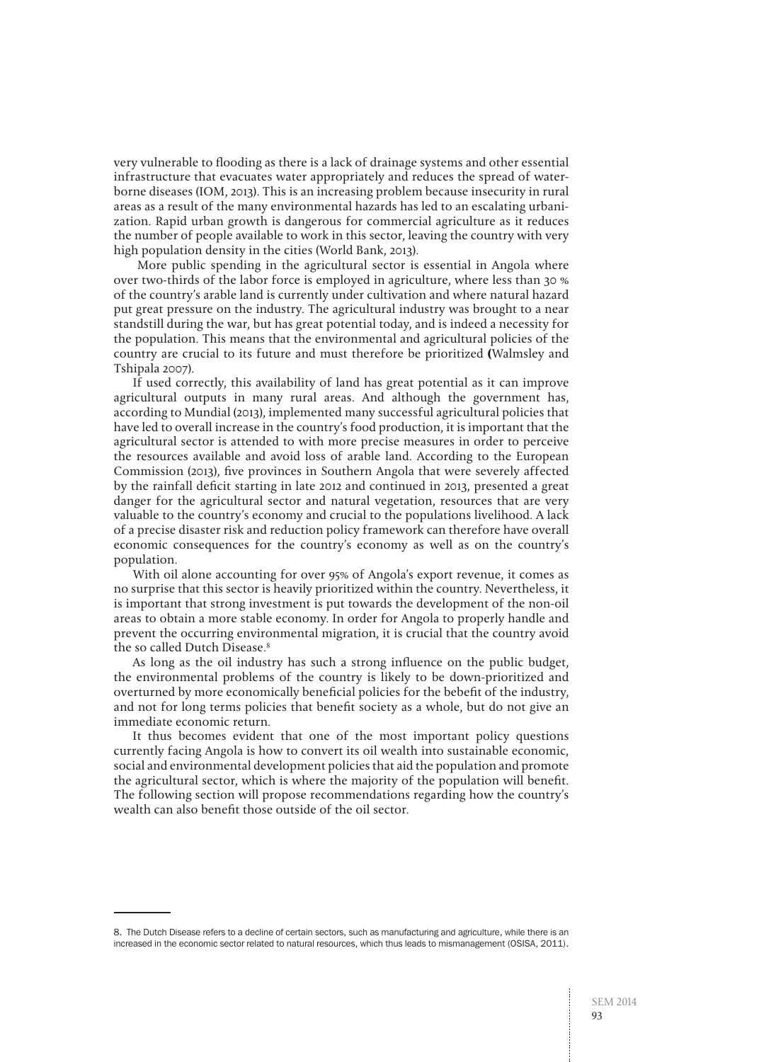very vulnerable to flooding as there is a lack of drainage systems and other essential infrastructure that evacuates water appropriately and reduces the spread of waterborne diseases (IOM, 2013). This is an increasing problem because insecurity in rural areas as a result of the many environmental hazards has led to an escalating urbanization. Rapid urban growth is dangerous for commercial agriculture as it reduces the number of people available to work in this sector, leaving the country with very high population density in the cities (World Bank, 2013).

More public spending in the agricultural sector is essential in Angola where over two-thirds of the labor force is employed in agriculture, where less than 30 % of the country's arable land is currently under cultivation and where natural hazard put great pressure on the industry. The agricultural industry was brought to a near standstill during the war, but has great potential today, and is indeed a necessity for the population. This means that the environmental and agricultural policies of the country are crucial to its future and must therefore be prioritized (Walmsley and Tshipala 2007).

If used correctly, this availability of land has great potential as it can improve agricultural outputs in many rural areas. And although the government has, according to Mundial (2013), implemented many successful agricultural policies that have led to overall increase in the country's food production, it is important that the agricultural sector is attended to with more precise measures in order to perceive the resources available and avoid loss of arable land. According to the European Commission (2013), five provinces in Southern Angola that were severely affected by the rainfall deficit starting in late 2012 and continued in 2013, presented a great danger for the agricultural sector and natural vegetation, resources that are very valuable to the country's economy and crucial to the populations livelihood. A lack of a precise disaster risk and reduction policy framework can therefore have overall economic consequences for the country's economy as well as on the country's population.

With oil alone accounting for over 95% of Angola's export revenue, it comes as no surprise that this sector is heavily prioritized within the country. Nevertheless, it is important that strong investment is put towards the development of the non-oil areas to obtain a more stable economy. In order for Angola to properly handle and prevent the occurring environmental migration, it is crucial that the country avoid the so called Dutch Disease.[8]

As long as the oil industry has such a strong influence on the public budget, the environmental problems of the country is likely to be down-prioritized and overturned by more economically beneficial policies for the bebefit of the industry, and not for long terms policies that benefit society as a whole, but do not give an immediate economic return.

It thus becomes evident that one of the most important policy questions currently facing Angola is how to convert its oil wealth into sustainable economic, social and environmental development policies that aid the population and promote the agricultural sector, which is where the majority of the population will benefit. The following section will propose recommendations regarding how the country's wealth can also benefit those outside of the oil sector.

---

8. The Dutch Disease refers to a decline of certain sectors, such as manufacturing and agriculture, while there is an increased in the economic sector related to natural resources, which thus leads to mismanagement (OSISA, 2011).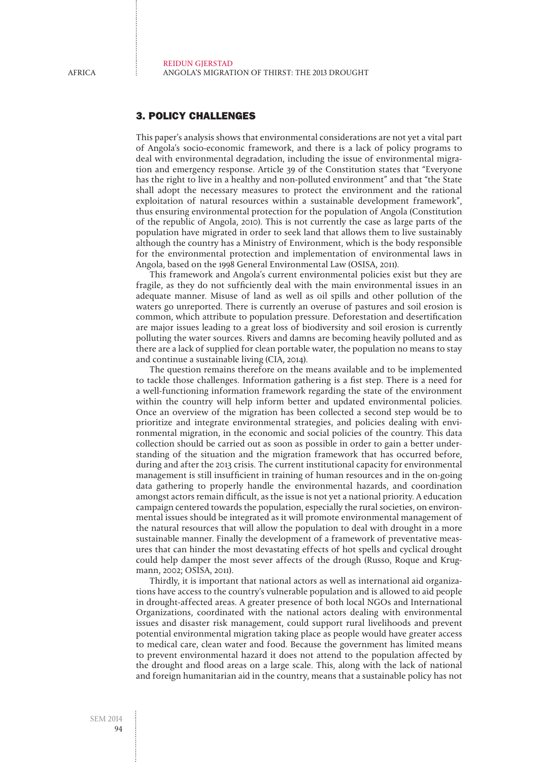## 3. POLICY CHALLENGES

This paper's analysis shows that environmental considerations are not yet a vital part of Angola's socio-economic framework, and there is a lack of policy programs to deal with environmental degradation, including the issue of environmental migration and emergency response. Article 39 of the Constitution states that "Everyone has the right to live in a healthy and non-polluted environment" and that "the State shall adopt the necessary measures to protect the environment and the rational exploitation of natural resources within a sustainable development framework", thus ensuring environmental protection for the population of Angola (Constitution of the republic of Angola, 2010). This is not currently the case as large parts of the population have migrated in order to seek land that allows them to live sustainably although the country has a Ministry of Environment, which is the body responsible for the environmental protection and implementation of environmental laws in Angola, based on the 1998 General Environmental Law (OSISA, 2011).

This framework and Angola's current environmental policies exist but they are fragile, as they do not sufficiently deal with the main environmental issues in an adequate manner. Misuse of land as well as oil spills and other pollution of the waters go unreported. There is currently an overuse of pastures and soil erosion is common, which attribute to population pressure. Deforestation and desertification are major issues leading to a great loss of biodiversity and soil erosion is currently polluting the water sources. Rivers and damns are becoming heavily polluted and as there are a lack of supplied for clean portable water, the population no means to stay and continue a sustainable living (CIA, 2014).

The question remains therefore on the means available and to be implemented to tackle those challenges. Information gathering is a fist step. There is a need for a well-functioning information framework regarding the state of the environment within the country will help inform better and updated environmental policies. Once an overview of the migration has been collected a second step would be to prioritize and integrate environmental strategies, and policies dealing with environmental migration, in the economic and social policies of the country. This data collection should be carried out as soon as possible in order to gain a better understanding of the situation and the migration framework that has occurred before, during and after the 2013 crisis. The current institutional capacity for environmental management is still insufficient in training of human resources and in the on-going data gathering to properly handle the environmental hazards, and coordination amongst actors remain difficult, as the issue is not yet a national priority. A education campaign centered towards the population, especially the rural societies, on environmental issues should be integrated as it will promote environmental management of the natural resources that will allow the population to deal with drought in a more sustainable manner. Finally the development of a framework of preventative measures that can hinder the most devastating effects of hot spells and cyclical drought could help damper the most sever affects of the drough (Russo, Roque and Krugmann, 2002; OSISA, 2011).

Thirdly, it is important that national actors as well as international aid organizations have access to the country's vulnerable population and is allowed to aid people in drought-affected areas. A greater presence of both local NGOs and International Organizations, coordinated with the national actors dealing with environmental issues and disaster risk management, could support rural livelihoods and prevent potential environmental migration taking place as people would have greater access to medical care, clean water and food. Because the government has limited means to prevent environmental hazard it does not attend to the population affected by the drought and flood areas on a large scale. This, along with the lack of national and foreign humanitarian aid in the country, means that a sustainable policy has not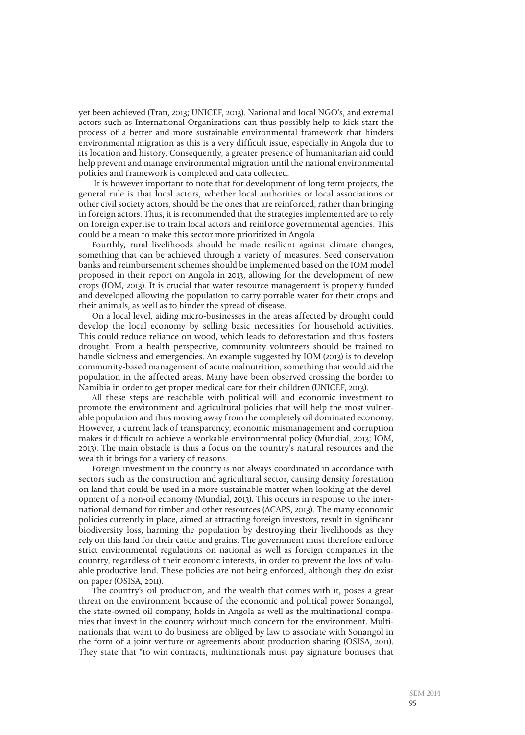yet been achieved (Tran, 2013; UNICEF, 2013). National and local NGO's, and external actors such as International Organizations can thus possibly help to kick-start the process of a better and more sustainable environmental framework that hinders environmental migration as this is a very difficult issue, especially in Angola due to its location and history. Consequently, a greater presence of humanitarian aid could help prevent and manage environmental migration until the national environmental policies and framework is completed and data collected.

It is however important to note that for development of long term projects, the general rule is that local actors, whether local authorities or local associations or other civil society actors, should be the ones that are reinforced, rather than bringing in foreign actors. Thus, it is recommended that the strategies implemented are to rely on foreign expertise to train local actors and reinforce governmental agencies. This could be a mean to make this sector more prioritized in Angola

Fourthly, rural livelihoods should be made resilient against climate changes, something that can be achieved through a variety of measures. Seed conservation banks and reimbursement schemes should be implemented based on the IOM model proposed in their report on Angola in 2013, allowing for the development of new crops (IOM, 2013). It is crucial that water resource management is properly funded and developed allowing the population to carry portable water for their crops and their animals, as well as to hinder the spread of disease.

On a local level, aiding micro-businesses in the areas affected by drought could develop the local economy by selling basic necessities for household activities. This could reduce reliance on wood, which leads to deforestation and thus fosters drought. From a health perspective, community volunteers should be trained to handle sickness and emergencies. An example suggested by IOM (2013) is to develop community-based management of acute malnutrition, something that would aid the population in the affected areas. Many have been observed crossing the border to Namibia in order to get proper medical care for their children (UNICEF, 2013).

All these steps are reachable with political will and economic investment to promote the environment and agricultural policies that will help the most vulnerable population and thus moving away from the completely oil dominated economy. However, a current lack of transparency, economic mismanagement and corruption makes it difficult to achieve a workable environmental policy (Mundial, 2013; IOM, 2013). The main obstacle is thus a focus on the country's natural resources and the wealth it brings for a variety of reasons.

Foreign investment in the country is not always coordinated in accordance with sectors such as the construction and agricultural sector, causing density forestation on land that could be used in a more sustainable matter when looking at the development of a non-oil economy (Mundial, 2013). This occurs in response to the international demand for timber and other resources (ACAPS, 2013). The many economic policies currently in place, aimed at attracting foreign investors, result in significant biodiversity loss, harming the population by destroying their livelihoods as they rely on this land for their cattle and grains. The government must therefore enforce strict environmental regulations on national as well as foreign companies in the country, regardless of their economic interests, in order to prevent the loss of valuable productive land. These policies are not being enforced, although they do exist on paper (OSISA, 2011).

The country's oil production, and the wealth that comes with it, poses a great threat on the environment because of the economic and political power Sonangol, the state-owned oil company, holds in Angola as well as the multinational companies that invest in the country without much concern for the environment. Multinationals that want to do business are obliged by law to associate with Sonangol in the form of a joint venture or agreements about production sharing (OSISA, 2011). They state that "to win contracts, multinationals must pay signature bonuses that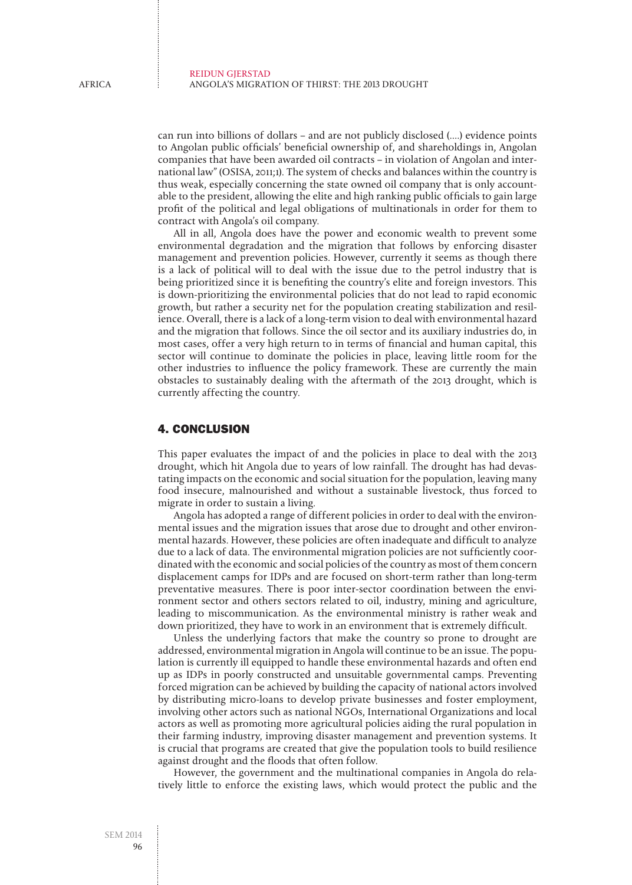can run into billions of dollars – and are not publicly disclosed (....) evidence points to Angolan public officials' beneficial ownership of, and shareholdings in, Angolan companies that have been awarded oil contracts – in violation of Angolan and international law" (OSISA, 2011;1). The system of checks and balances within the country is thus weak, especially concerning the state owned oil company that is only accountable to the president, allowing the elite and high ranking public officials to gain large profit of the political and legal obligations of multinationals in order for them to contract with Angola's oil company.

All in all, Angola does have the power and economic wealth to prevent some environmental degradation and the migration that follows by enforcing disaster management and prevention policies. However, currently it seems as though there is a lack of political will to deal with the issue due to the petrol industry that is being prioritized since it is benefiting the country's elite and foreign investors. This is down-prioritizing the environmental policies that do not lead to rapid economic growth, but rather a security net for the population creating stabilization and resilience. Overall, there is a lack of a long-term vision to deal with environmental hazard and the migration that follows. Since the oil sector and its auxiliary industries do, in most cases, offer a very high return to in terms of financial and human capital, this sector will continue to dominate the policies in place, leaving little room for the other industries to influence the policy framework. These are currently the main obstacles to sustainably dealing with the aftermath of the 2013 drought, which is currently affecting the country.

## 4. CONCLUSION

This paper evaluates the impact of and the policies in place to deal with the 2013 drought, which hit Angola due to years of low rainfall. The drought has had devastating impacts on the economic and social situation for the population, leaving many food insecure, malnourished and without a sustainable livestock, thus forced to migrate in order to sustain a living.

Angola has adopted a range of different policies in order to deal with the environmental issues and the migration issues that arose due to drought and other environmental hazards. However, these policies are often inadequate and difficult to analyze due to a lack of data. The environmental migration policies are not sufficiently coordinated with the economic and social policies of the country as most of them concern displacement camps for IDPs and are focused on short-term rather than long-term preventative measures. There is poor inter-sector coordination between the environment sector and others sectors related to oil, industry, mining and agriculture, leading to miscommunication. As the environmental ministry is rather weak and down prioritized, they have to work in an environment that is extremely difficult.

Unless the underlying factors that make the country so prone to drought are addressed, environmental migration in Angola will continue to be an issue. The population is currently ill equipped to handle these environmental hazards and often end up as IDPs in poorly constructed and unsuitable governmental camps. Preventing forced migration can be achieved by building the capacity of national actors involved by distributing micro-loans to develop private businesses and foster employment, involving other actors such as national NGOs, International Organizations and local actors as well as promoting more agricultural policies aiding the rural population in their farming industry, improving disaster management and prevention systems. It is crucial that programs are created that give the population tools to build resilience against drought and the floods that often follow.

However, the government and the multinational companies in Angola do relatively little to enforce the existing laws, which would protect the public and the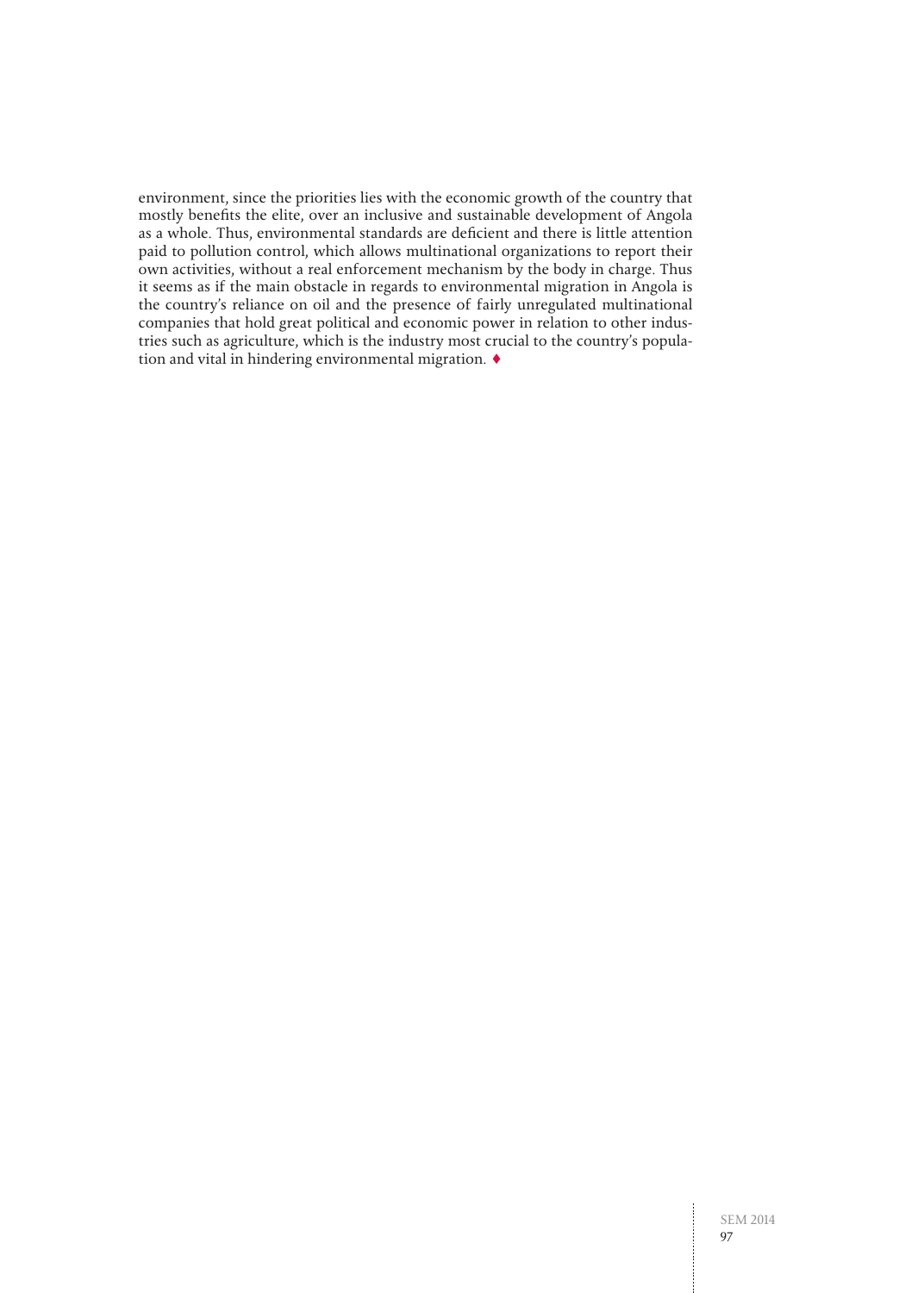environment, since the priorities lies with the economic growth of the country that mostly benefits the elite, over an inclusive and sustainable development of Angola as a whole. Thus, environmental standards are deficient and there is little attention paid to pollution control, which allows multinational organizations to report their own activities, without a real enforcement mechanism by the body in charge. Thus it seems as if the main obstacle in regards to environmental migration in Angola is the country's reliance on oil and the presence of fairly unregulated multinational companies that hold great political and economic power in relation to other industries such as agriculture, which is the industry most crucial to the country's population and vital in hindering environmental migration. ♦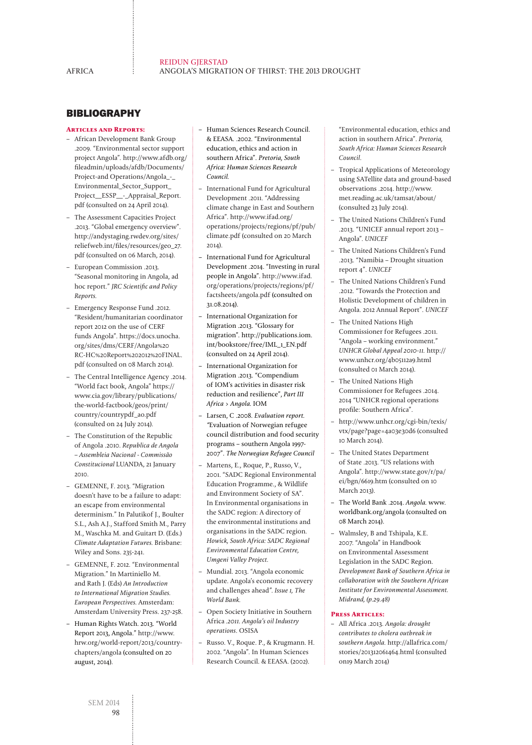## BIBLIOGRAPHY

### Articles and Reports:

- African Development Bank Group .2009. "Environmental sector support project Angola". http://www.afdb.org/fileadmin/uploads/afdb/Documents/Project-and Operations/Angola_-_Environmental_Sector_Support_Project__ESSP__-_Appraisal_Report.pdf (consulted on 24 April 2014).
- The Assessment Capacities Project .2013. "Global emergency overview". http://andystaging.rwdev.org/sites/reliefweb.int/files/resources/geo_27.pdf (consulted on 06 March, 2014).
- European Commission .2013. "Seasonal monitoring in Angola, ad hoc report." *JRC Scientific and Policy Reports.*
- Emergency Response Fund .2012. "Resident/humanitarian coordinator report 2012 on the use of CERF funds Angola". https://docs.unocha.org/sites/dms/CERF/Angola%20RC-HC%20Report%202012%20FINAL.pdf (consulted on 08 March 2014).
- The Central Intelligence Agency .2014. "World fact book, Angola" https://www.cia.gov/library/publications/the-world-factbook/geos/print/country/countrypdf_ao.pdf (consulted on 24 July 2014).
- The Constitution of the Republic of Angola .2010. *Republica de Angola – Assembleia Nacional - Commissão Constitucional* LUANDA, 21 January 2010.
- GEMENNE, F. 2013. "Migration doesn't have to be a failure to adapt: an escape from environmental determinism." In Palutikof J., Boulter S.L., Ash A.J., Stafford Smith M., Parry M., Waschka M. and Guitart D. (Eds.) *Climate Adaptation Futures.* Brisbane: Wiley and Sons. 235-241.
- GEMENNE, F. 2012. "Environmental Migration." In Martiniello M. and Rath J. (Eds) *An Introduction to International Migration Studies. European Perspectives.* Amsterdam: Amsterdam University Press. 237-258.
- Human Rights Watch. 2013. "World Report 2013, Angola." http://www.hrw.org/world-report/2013/country-chapters/angola (consulted on 20 august, 2014).
- Human Sciences Research Council. & EEASA. .2002. "Environmental education, ethics and action in southern Africa". *Pretoria, South Africa: Human Sciences Research Council.*
- International Fund for Agricultural Development .2011. "Addressing climate change in East and Southern Africa". http://www.ifad.org/operations/projects/regions/pf/pub/climate.pdf (consulted on 20 March 2014).
- International Fund for Agricultural Development .2014. "Investing in rural people in Angola". http://www.ifad.org/operations/projects/regions/pf/factsheets/angola.pdf (consulted on 31.08.2014).
- International Organization for Migration .2013. "Glossary for migration". http://publications.iom.int/bookstore/free/IML_1_EN.pdf (consulted on 24 April 2014).
- International Organization for Migration .2013. "Compendium of IOM's activities in disaster risk reduction and resilience", *Part III Africa > Angola.* IOM
- Larsen, C .2008. *Evaluation report. "*Evaluation of Norwegian refugee council distribution and food security programs – southern Angola 1997-2007". *The Norwegian Refugee Council*
- Martens, E., Roque, P., Russo, V., 2001. "SADC Regional Environmental Education Programme., & Wildlife and Environment Society of SA". In Environmental organisations in the SADC region: A directory of the environmental institutions and organisations in the SADC region. *Howick, South Africa: SADC Regional Environmental Education Centre, Umgeni Valley Project.*
- Mundial. 2013. "Angola economic update. Angola's economic recovery and challenges ahead". *Issue 1, The World Bank.*
- Open Society Initiative in Southern Africa *.2011. Angola's oil Industry operations.* OSISA
- Russo. V., Roque. P., & Krugmann. H. 2002. "Angola". In Human Sciences Research Council. & EEASA. (2002). "Environmental education, ethics and action in southern Africa". *Pretoria, South Africa: Human Sciences Research Council.*
- Tropical Applications of Meteorology using SATellite data and ground-based observations .2014. http://www.met.reading.ac.uk/tamsat/about/ (consulted 23 July 2014).
- The United Nations Children's Fund .2013. "UNICEF annual report 2013 – Angola". *UNICEF*
- The United Nations Children's Fund .2013. "Namibia – Drought situation report 4". *UNICEF*
- The United Nations Children's Fund .2012. "Towards the Protection and Holistic Development of children in Angola. 2012 Annual Report". *UNICEF*
- The United Nations High Commissioner for Refugees .2011. "Angola – working environment." *UNHCR Global Appeal 2010-11.* http://www.unhcr.org/4b05112a9.html (consulted 01 March 2014).
- The United Nations High Commissioner for Refugees .2014. 2014 "UNHCR regional operations profile: Southern Africa".
- http://www.unhcr.org/cgi-bin/texis/vtx/page?page=4a03e30d6 (consulted 10 March 2014).
- The United States Department of State .2013. "US relations with Angola". http://www.state.gov/r/pa/ei/bgn/6619.htm (consulted on 10 March 2013).
- The World Bank .2014. *Angola.* www.worldbank.org/angola (consulted on 08 March 2014).
- Walmsley, B and Tshipala, K.E. 2007. "Angola" in Handbook on Environmental Assessment Legislation in the SADC Region. *Development Bank of Southern Africa in collaboration with the Southern African Institute for Environmental Assessment. Midrand, (p.29.48)*

### Press Articles:

- All Africa .2013. *Angola: drought contributes to cholera outbreak in southern Angola.* http://allafrica.com/stories/201312061464.html (consulted on19 March 2014)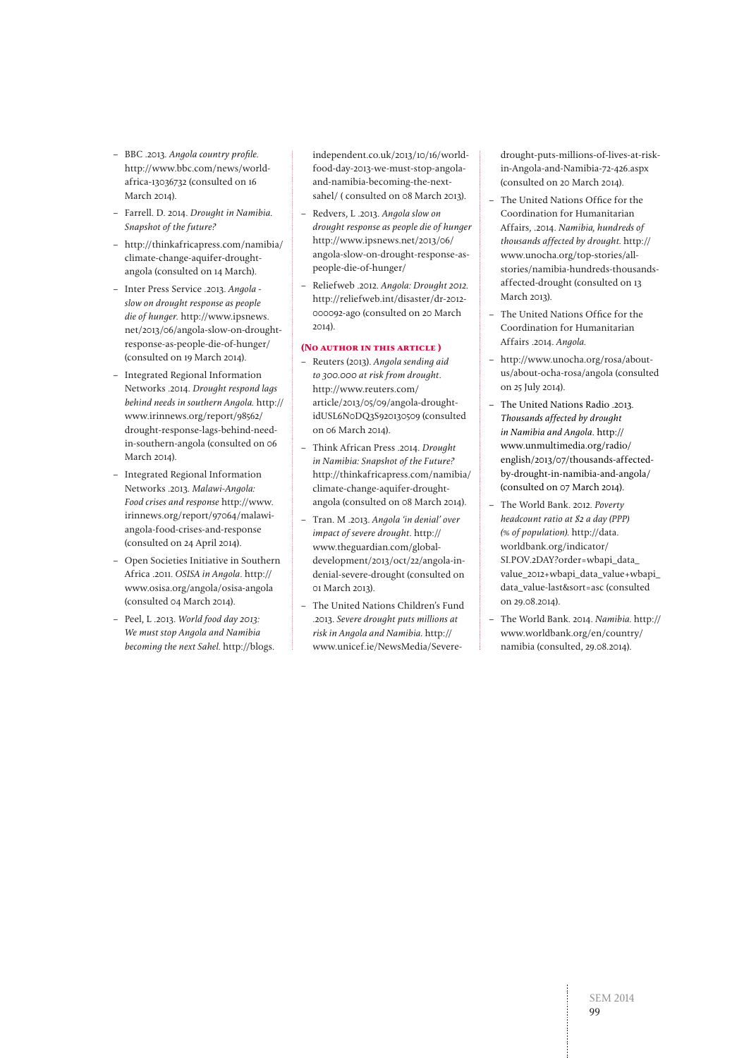- BBC .2013. *Angola country profile.* http://www.bbc.com/news/world-africa-13036732 (consulted on 16 March 2014).
- Farrell. D. 2014. *Drought in Namibia. Snapshot of the future?*
- http://thinkafricapress.com/namibia/climate-change-aquifer-drought-angola (consulted on 14 March).
- Inter Press Service .2013. *Angola - slow on drought response as people die of hunger.* http://www.ipsnews.net/2013/06/angola-slow-on-drought-response-as-people-die-of-hunger/ (consulted on 19 March 2014).
- Integrated Regional Information Networks .2014. *Drought respond lags behind needs in southern Angola.* http://www.irinnews.org/report/98562/drought-response-lags-behind-need-in-southern-angola (consulted on 06 March 2014).
- Integrated Regional Information Networks .2013. *Malawi-Angola: Food crises and response* http://www.irinnews.org/report/97064/malawi-angola-food-crises-and-response (consulted on 24 April 2014).
- Open Societies Initiative in Southern Africa .2011. *OSISA in Angola.* http://www.osisa.org/angola/osisa-angola (consulted 04 March 2014).
- Peel, L .2013. *World food day 2013: We must stop Angola and Namibia becoming the next Sahel.* http://blogs.independent.co.uk/2013/10/16/world-food-day-2013-we-must-stop-angola-and-namibia-becoming-the-next-sahel/ ( consulted on 08 March 2013).
- Redvers, L .2013. *Angola slow on drought response as people die of hunger* http://www.ipsnews.net/2013/06/angola-slow-on-drought-response-as-people-die-of-hunger/
- Reliefweb .2012. *Angola: Drought 2012.* http://reliefweb.int/disaster/dr-2012-000092-ago (consulted on 20 March 2014).

**(No author in this article )**

- Reuters (2013). *Angola sending aid to 300.000 at risk from drought*. http://www.reuters.com/article/2013/05/09/angola-drought-idUSL6N0DQ3S920130509 (consulted on 06 March 2014).
- Think African Press .2014. *Drought in Namibia: Snapshot of the Future?* http://thinkafricapress.com/namibia/climate-change-aquifer-drought-angola (consulted on 08 March 2014).
- Tran. M .2013. *Angola 'in denial' over impact of severe drought*. http://www.theguardian.com/global-development/2013/oct/22/angola-in-denial-severe-drought (consulted on 01 March 2013).
- The United Nations Children's Fund .2013. *Severe drought puts millions at risk in Angola and Namibia.* http://www.unicef.ie/NewsMedia/Severe-drought-puts-millions-of-lives-at-risk-in-Angola-and-Namibia-72-426.aspx (consulted on 20 March 2014).
- The United Nations Office for the Coordination for Humanitarian Affairs, .2014. *Namibia, hundreds of thousands affected by drought.* http://www.unocha.org/top-stories/all-stories/namibia-hundreds-thousands-affected-drought (consulted on 13 March 2013).
- The United Nations Office for the Coordination for Humanitarian Affairs .2014. *Angola.*
- http://www.unocha.org/rosa/about-us/about-ocha-rosa/angola (consulted on 25 July 2014).
- The United Nations Radio .2013. *Thousands affected by drought in Namibia and Angola.* http://www.unmultimedia.org/radio/english/2013/07/thousands-affected-by-drought-in-namibia-and-angola/ (consulted on 07 March 2014).
- The World Bank. 2012. *Poverty headcount ratio at $2 a day (PPP) (% of population).* http://data.worldbank.org/indicator/SI.POV.2DAY?order=wbapi_data_value_2012+wbapi_data_value+wbapi_data_value-last&sort=asc (consulted on 29.08.2014).
- The World Bank. 2014. *Namibia.* http://www.worldbank.org/en/country/namibia (consulted, 29.08.2014).